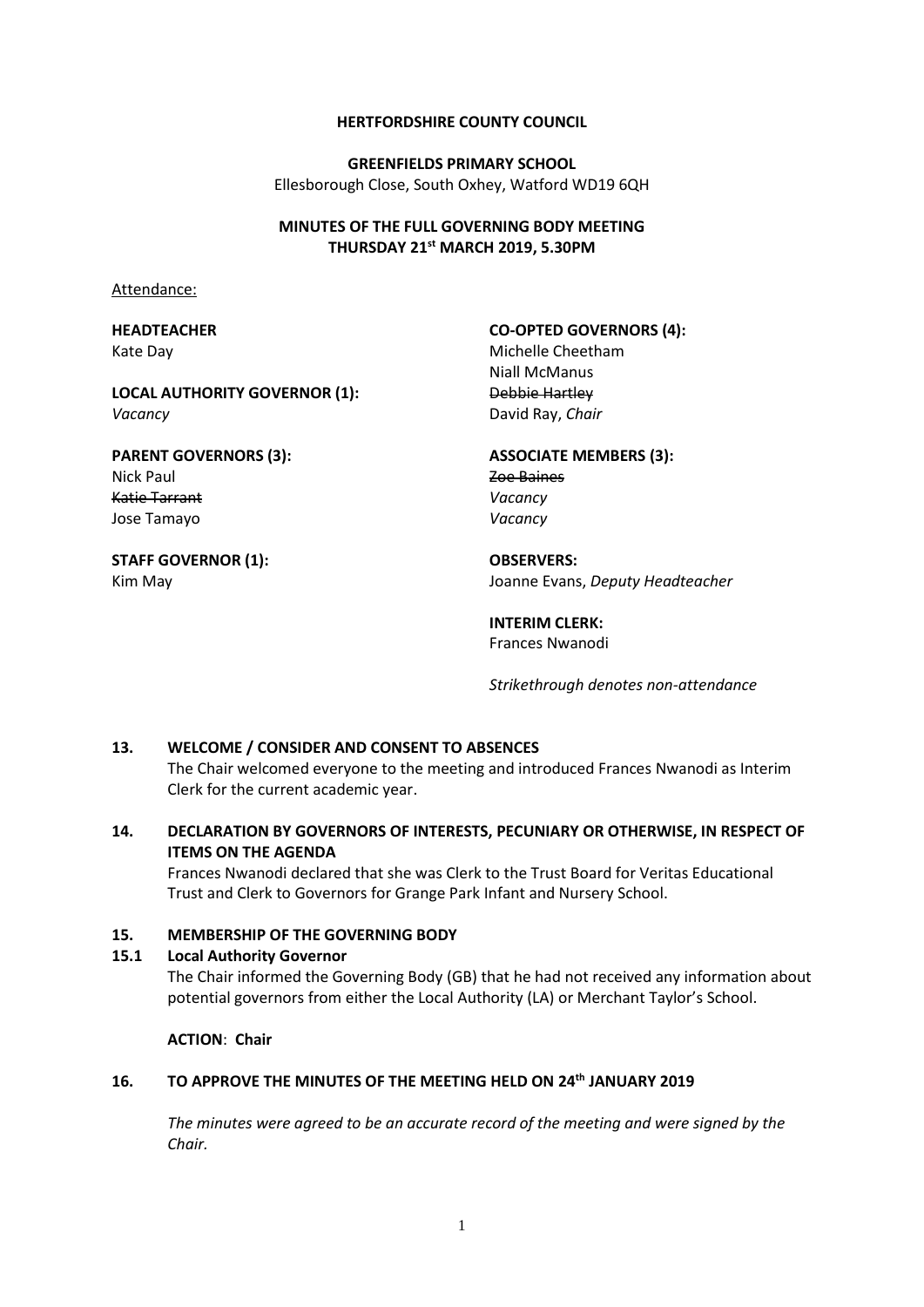**HERTFORDSHIRE COUNTY COUNCIL**

**GREENFIELDS PRIMARY SCHOOL**
Ellesborough Close, South Oxhey, Watford WD19 6QH

**MINUTES OF THE FULL GOVERNING BODY MEETING**
**THURSDAY 21st MARCH 2019, 5.30PM**

Attendance:

**HEADTEACHER**
Kate Day

**LOCAL AUTHORITY GOVERNOR (1):**
*Vacancy*

**PARENT GOVERNORS (3):**
Nick Paul
~~Katie Tarrant~~
Jose Tamayo

**STAFF GOVERNOR (1):**
Kim May

**CO-OPTED GOVERNORS (4):**
Michelle Cheetham
Niall McManus
~~Debbie Hartley~~
David Ray, *Chair*

**ASSOCIATE MEMBERS (3):**
~~Zoe Baines~~
*Vacancy*
*Vacancy*

**OBSERVERS:**
Joanne Evans, *Deputy Headteacher*

**INTERIM CLERK:**
Frances Nwanodi

*Strikethrough denotes non-attendance*

**13. WELCOME / CONSIDER AND CONSENT TO ABSENCES**

The Chair welcomed everyone to the meeting and introduced Frances Nwanodi as Interim Clerk for the current academic year.

**14. DECLARATION BY GOVERNORS OF INTERESTS, PECUNIARY OR OTHERWISE, IN RESPECT OF ITEMS ON THE AGENDA**

Frances Nwanodi declared that she was Clerk to the Trust Board for Veritas Educational Trust and Clerk to Governors for Grange Park Infant and Nursery School.

**15. MEMBERSHIP OF THE GOVERNING BODY**

**15.1 Local Authority Governor**

The Chair informed the Governing Body (GB) that he had not received any information about potential governors from either the Local Authority (LA) or Merchant Taylor's School.

**ACTION**: **Chair**

**16. TO APPROVE THE MINUTES OF THE MEETING HELD ON 24th JANUARY 2019**

*The minutes were agreed to be an accurate record of the meeting and were signed by the Chair.*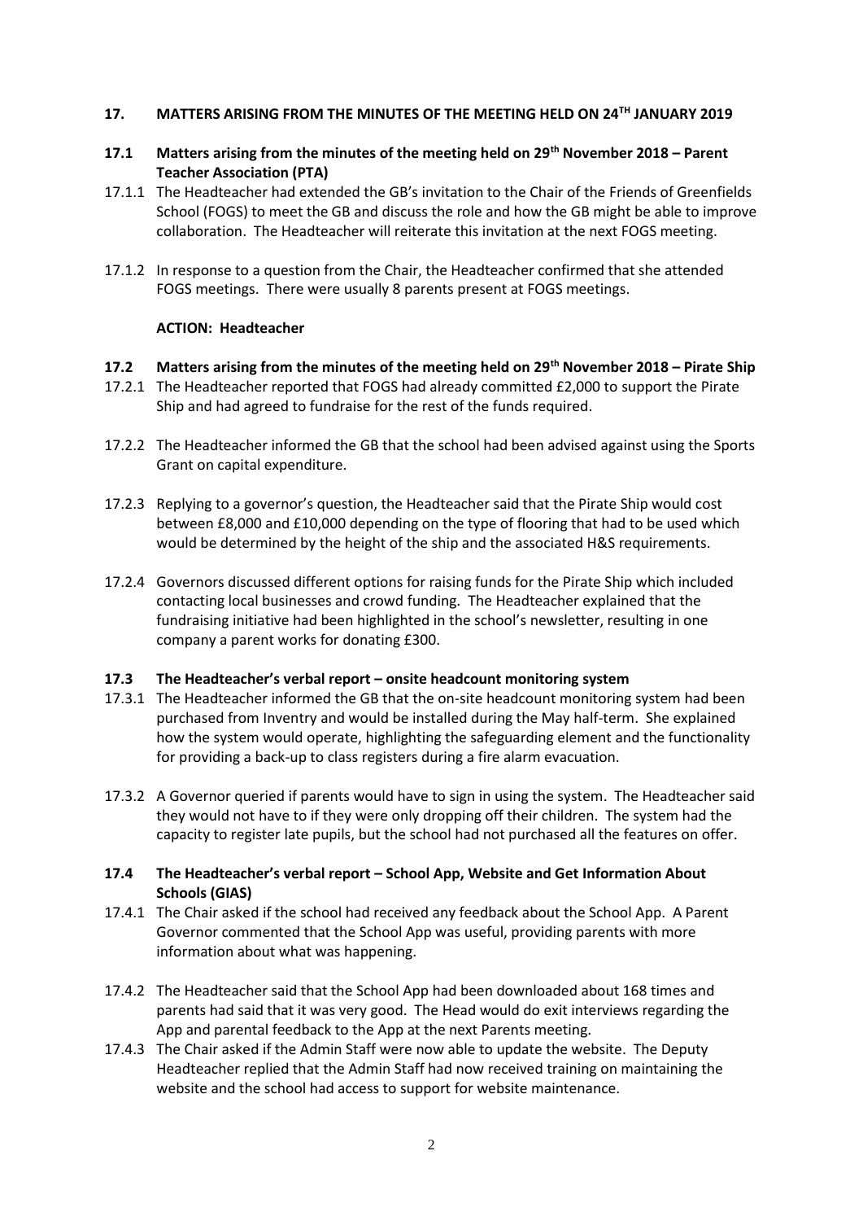## 17. MATTERS ARISING FROM THE MINUTES OF THE MEETING HELD ON 24TH JANUARY 2019

### 17.1 Matters arising from the minutes of the meeting held on 29th November 2018 – Parent Teacher Association (PTA)

17.1.1 The Headteacher had extended the GB's invitation to the Chair of the Friends of Greenfields School (FOGS) to meet the GB and discuss the role and how the GB might be able to improve collaboration. The Headteacher will reiterate this invitation at the next FOGS meeting.

17.1.2 In response to a question from the Chair, the Headteacher confirmed that she attended FOGS meetings. There were usually 8 parents present at FOGS meetings.

**ACTION: Headteacher**

### 17.2 Matters arising from the minutes of the meeting held on 29th November 2018 – Pirate Ship

17.2.1 The Headteacher reported that FOGS had already committed £2,000 to support the Pirate Ship and had agreed to fundraise for the rest of the funds required.

17.2.2 The Headteacher informed the GB that the school had been advised against using the Sports Grant on capital expenditure.

17.2.3 Replying to a governor's question, the Headteacher said that the Pirate Ship would cost between £8,000 and £10,000 depending on the type of flooring that had to be used which would be determined by the height of the ship and the associated H&S requirements.

17.2.4 Governors discussed different options for raising funds for the Pirate Ship which included contacting local businesses and crowd funding. The Headteacher explained that the fundraising initiative had been highlighted in the school's newsletter, resulting in one company a parent works for donating £300.

### 17.3 The Headteacher's verbal report – onsite headcount monitoring system

17.3.1 The Headteacher informed the GB that the on-site headcount monitoring system had been purchased from Inventry and would be installed during the May half-term. She explained how the system would operate, highlighting the safeguarding element and the functionality for providing a back-up to class registers during a fire alarm evacuation.

17.3.2 A Governor queried if parents would have to sign in using the system. The Headteacher said they would not have to if they were only dropping off their children. The system had the capacity to register late pupils, but the school had not purchased all the features on offer.

### 17.4 The Headteacher's verbal report – School App, Website and Get Information About Schools (GIAS)

17.4.1 The Chair asked if the school had received any feedback about the School App. A Parent Governor commented that the School App was useful, providing parents with more information about what was happening.

17.4.2 The Headteacher said that the School App had been downloaded about 168 times and parents had said that it was very good. The Head would do exit interviews regarding the App and parental feedback to the App at the next Parents meeting.

17.4.3 The Chair asked if the Admin Staff were now able to update the website. The Deputy Headteacher replied that the Admin Staff had now received training on maintaining the website and the school had access to support for website maintenance.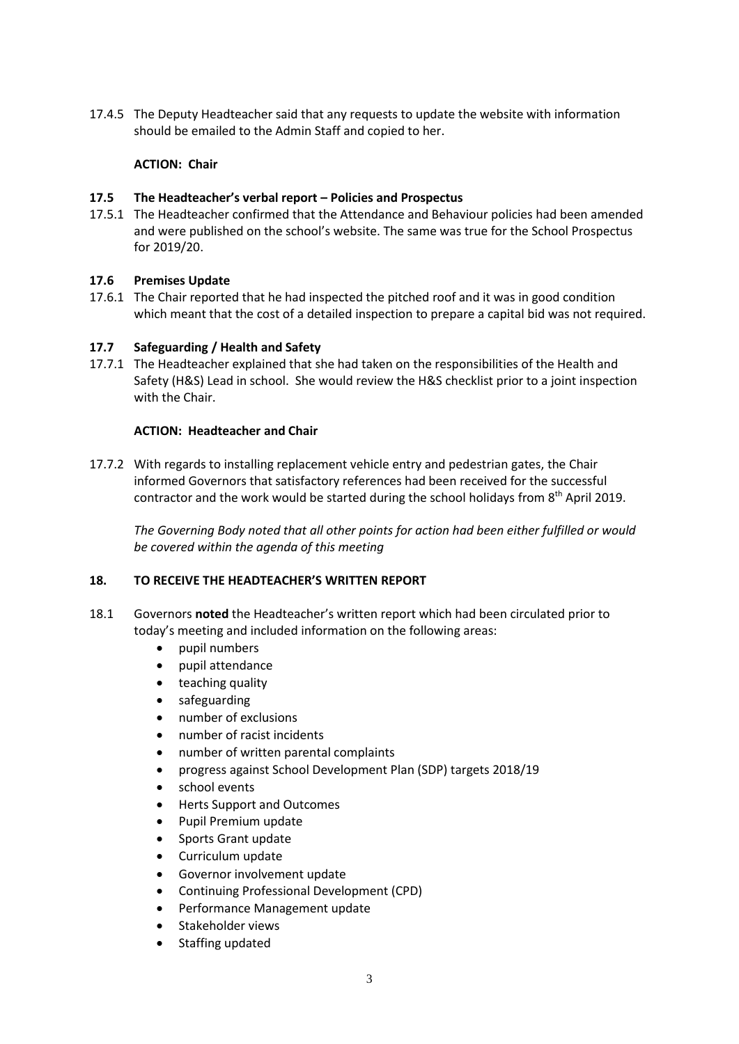17.4.5 The Deputy Headteacher said that any requests to update the website with information should be emailed to the Admin Staff and copied to her.

**ACTION: Chair**

**17.5 The Headteacher's verbal report – Policies and Prospectus**

17.5.1 The Headteacher confirmed that the Attendance and Behaviour policies had been amended and were published on the school's website. The same was true for the School Prospectus for 2019/20.

**17.6 Premises Update**

17.6.1 The Chair reported that he had inspected the pitched roof and it was in good condition which meant that the cost of a detailed inspection to prepare a capital bid was not required.

**17.7 Safeguarding / Health and Safety**

17.7.1 The Headteacher explained that she had taken on the responsibilities of the Health and Safety (H&S) Lead in school. She would review the H&S checklist prior to a joint inspection with the Chair.

**ACTION: Headteacher and Chair**

17.7.2 With regards to installing replacement vehicle entry and pedestrian gates, the Chair informed Governors that satisfactory references had been received for the successful contractor and the work would be started during the school holidays from 8th April 2019.

*The Governing Body noted that all other points for action had been either fulfilled or would be covered within the agenda of this meeting*

**18. TO RECEIVE THE HEADTEACHER'S WRITTEN REPORT**

18.1 Governors **noted** the Headteacher's written report which had been circulated prior to today's meeting and included information on the following areas:

- pupil numbers
- pupil attendance
- teaching quality
- safeguarding
- number of exclusions
- number of racist incidents
- number of written parental complaints
- progress against School Development Plan (SDP) targets 2018/19
- school events
- Herts Support and Outcomes
- Pupil Premium update
- Sports Grant update
- Curriculum update
- Governor involvement update
- Continuing Professional Development (CPD)
- Performance Management update
- Stakeholder views
- Staffing updated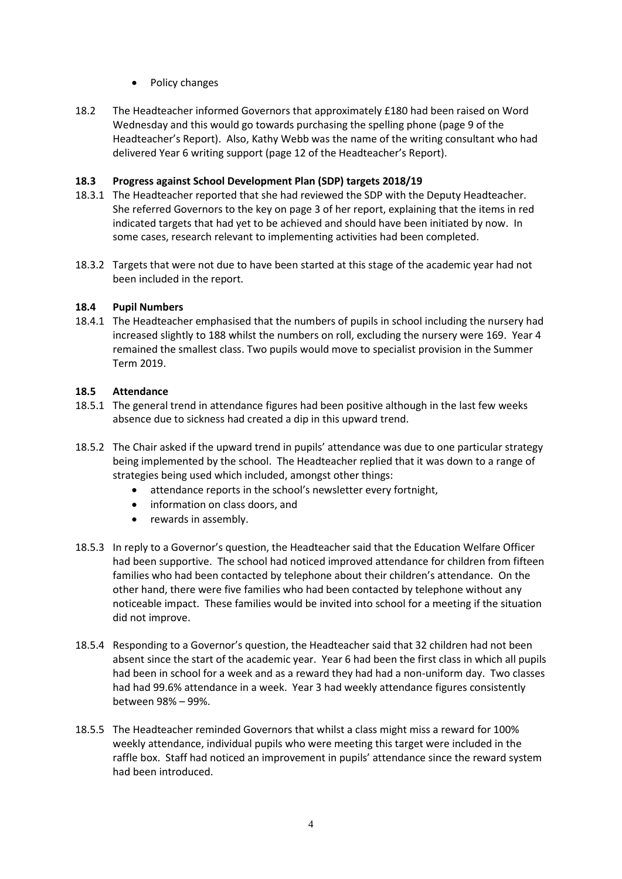- Policy changes

18.2 The Headteacher informed Governors that approximately £180 had been raised on Word Wednesday and this would go towards purchasing the spelling phone (page 9 of the Headteacher's Report). Also, Kathy Webb was the name of the writing consultant who had delivered Year 6 writing support (page 12 of the Headteacher's Report).

**18.3 Progress against School Development Plan (SDP) targets 2018/19**

18.3.1 The Headteacher reported that she had reviewed the SDP with the Deputy Headteacher. She referred Governors to the key on page 3 of her report, explaining that the items in red indicated targets that had yet to be achieved and should have been initiated by now. In some cases, research relevant to implementing activities had been completed.

18.3.2 Targets that were not due to have been started at this stage of the academic year had not been included in the report.

**18.4 Pupil Numbers**

18.4.1 The Headteacher emphasised that the numbers of pupils in school including the nursery had increased slightly to 188 whilst the numbers on roll, excluding the nursery were 169. Year 4 remained the smallest class. Two pupils would move to specialist provision in the Summer Term 2019.

**18.5 Attendance**

18.5.1 The general trend in attendance figures had been positive although in the last few weeks absence due to sickness had created a dip in this upward trend.

18.5.2 The Chair asked if the upward trend in pupils' attendance was due to one particular strategy being implemented by the school. The Headteacher replied that it was down to a range of strategies being used which included, amongst other things:

- attendance reports in the school's newsletter every fortnight,
- information on class doors, and
- rewards in assembly.

18.5.3 In reply to a Governor's question, the Headteacher said that the Education Welfare Officer had been supportive. The school had noticed improved attendance for children from fifteen families who had been contacted by telephone about their children's attendance. On the other hand, there were five families who had been contacted by telephone without any noticeable impact. These families would be invited into school for a meeting if the situation did not improve.

18.5.4 Responding to a Governor's question, the Headteacher said that 32 children had not been absent since the start of the academic year. Year 6 had been the first class in which all pupils had been in school for a week and as a reward they had had a non-uniform day. Two classes had had 99.6% attendance in a week. Year 3 had weekly attendance figures consistently between 98% – 99%.

18.5.5 The Headteacher reminded Governors that whilst a class might miss a reward for 100% weekly attendance, individual pupils who were meeting this target were included in the raffle box. Staff had noticed an improvement in pupils' attendance since the reward system had been introduced.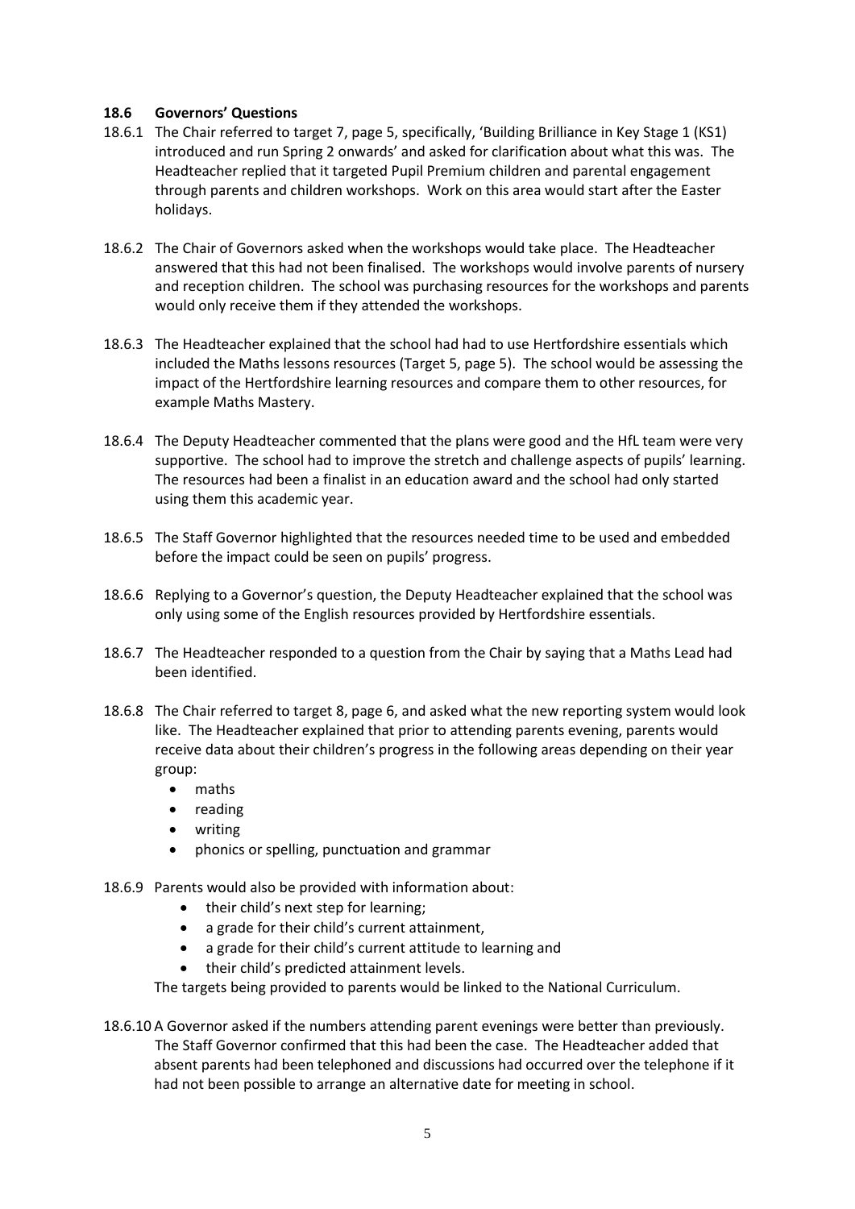**18.6 Governors' Questions**

18.6.1 The Chair referred to target 7, page 5, specifically, 'Building Brilliance in Key Stage 1 (KS1) introduced and run Spring 2 onwards' and asked for clarification about what this was. The Headteacher replied that it targeted Pupil Premium children and parental engagement through parents and children workshops. Work on this area would start after the Easter holidays.

18.6.2 The Chair of Governors asked when the workshops would take place. The Headteacher answered that this had not been finalised. The workshops would involve parents of nursery and reception children. The school was purchasing resources for the workshops and parents would only receive them if they attended the workshops.

18.6.3 The Headteacher explained that the school had had to use Hertfordshire essentials which included the Maths lessons resources (Target 5, page 5). The school would be assessing the impact of the Hertfordshire learning resources and compare them to other resources, for example Maths Mastery.

18.6.4 The Deputy Headteacher commented that the plans were good and the HfL team were very supportive. The school had to improve the stretch and challenge aspects of pupils' learning. The resources had been a finalist in an education award and the school had only started using them this academic year.

18.6.5 The Staff Governor highlighted that the resources needed time to be used and embedded before the impact could be seen on pupils' progress.

18.6.6 Replying to a Governor's question, the Deputy Headteacher explained that the school was only using some of the English resources provided by Hertfordshire essentials.

18.6.7 The Headteacher responded to a question from the Chair by saying that a Maths Lead had been identified.

18.6.8 The Chair referred to target 8, page 6, and asked what the new reporting system would look like. The Headteacher explained that prior to attending parents evening, parents would receive data about their children's progress in the following areas depending on their year group:

- maths
- reading
- writing
- phonics or spelling, punctuation and grammar

18.6.9 Parents would also be provided with information about:

- their child's next step for learning;
- a grade for their child's current attainment,
- a grade for their child's current attitude to learning and
- their child's predicted attainment levels.

The targets being provided to parents would be linked to the National Curriculum.

18.6.10 A Governor asked if the numbers attending parent evenings were better than previously. The Staff Governor confirmed that this had been the case. The Headteacher added that absent parents had been telephoned and discussions had occurred over the telephone if it had not been possible to arrange an alternative date for meeting in school.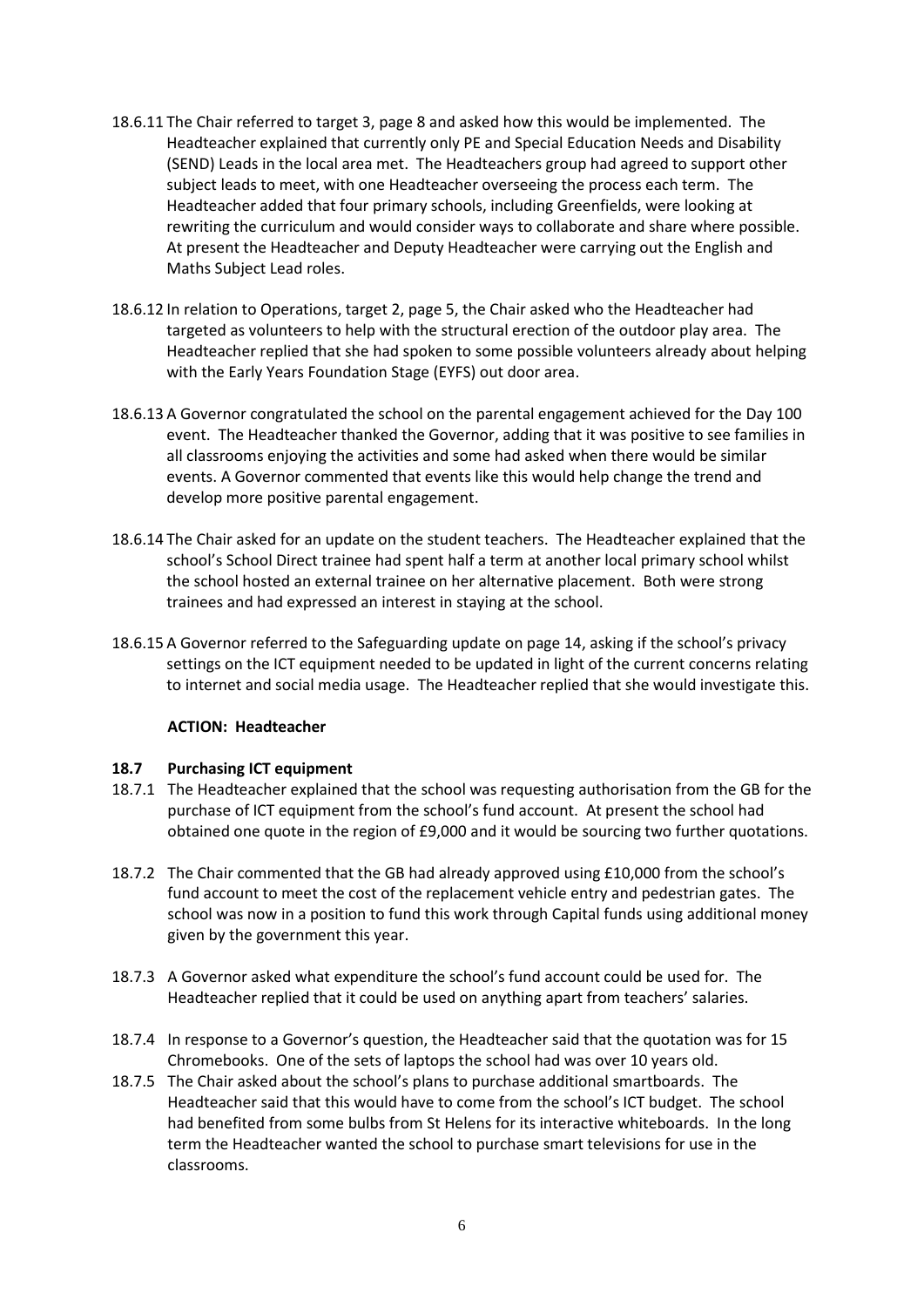18.6.11 The Chair referred to target 3, page 8 and asked how this would be implemented. The Headteacher explained that currently only PE and Special Education Needs and Disability (SEND) Leads in the local area met. The Headteachers group had agreed to support other subject leads to meet, with one Headteacher overseeing the process each term. The Headteacher added that four primary schools, including Greenfields, were looking at rewriting the curriculum and would consider ways to collaborate and share where possible. At present the Headteacher and Deputy Headteacher were carrying out the English and Maths Subject Lead roles.

18.6.12 In relation to Operations, target 2, page 5, the Chair asked who the Headteacher had targeted as volunteers to help with the structural erection of the outdoor play area. The Headteacher replied that she had spoken to some possible volunteers already about helping with the Early Years Foundation Stage (EYFS) out door area.

18.6.13 A Governor congratulated the school on the parental engagement achieved for the Day 100 event. The Headteacher thanked the Governor, adding that it was positive to see families in all classrooms enjoying the activities and some had asked when there would be similar events. A Governor commented that events like this would help change the trend and develop more positive parental engagement.

18.6.14 The Chair asked for an update on the student teachers. The Headteacher explained that the school's School Direct trainee had spent half a term at another local primary school whilst the school hosted an external trainee on her alternative placement. Both were strong trainees and had expressed an interest in staying at the school.

18.6.15 A Governor referred to the Safeguarding update on page 14, asking if the school's privacy settings on the ICT equipment needed to be updated in light of the current concerns relating to internet and social media usage. The Headteacher replied that she would investigate this.

**ACTION: Headteacher**

### 18.7 Purchasing ICT equipment

18.7.1 The Headteacher explained that the school was requesting authorisation from the GB for the purchase of ICT equipment from the school's fund account. At present the school had obtained one quote in the region of £9,000 and it would be sourcing two further quotations.

18.7.2 The Chair commented that the GB had already approved using £10,000 from the school's fund account to meet the cost of the replacement vehicle entry and pedestrian gates. The school was now in a position to fund this work through Capital funds using additional money given by the government this year.

18.7.3 A Governor asked what expenditure the school's fund account could be used for. The Headteacher replied that it could be used on anything apart from teachers' salaries.

18.7.4 In response to a Governor's question, the Headteacher said that the quotation was for 15 Chromebooks. One of the sets of laptops the school had was over 10 years old.

18.7.5 The Chair asked about the school's plans to purchase additional smartboards. The Headteacher said that this would have to come from the school's ICT budget. The school had benefited from some bulbs from St Helens for its interactive whiteboards. In the long term the Headteacher wanted the school to purchase smart televisions for use in the classrooms.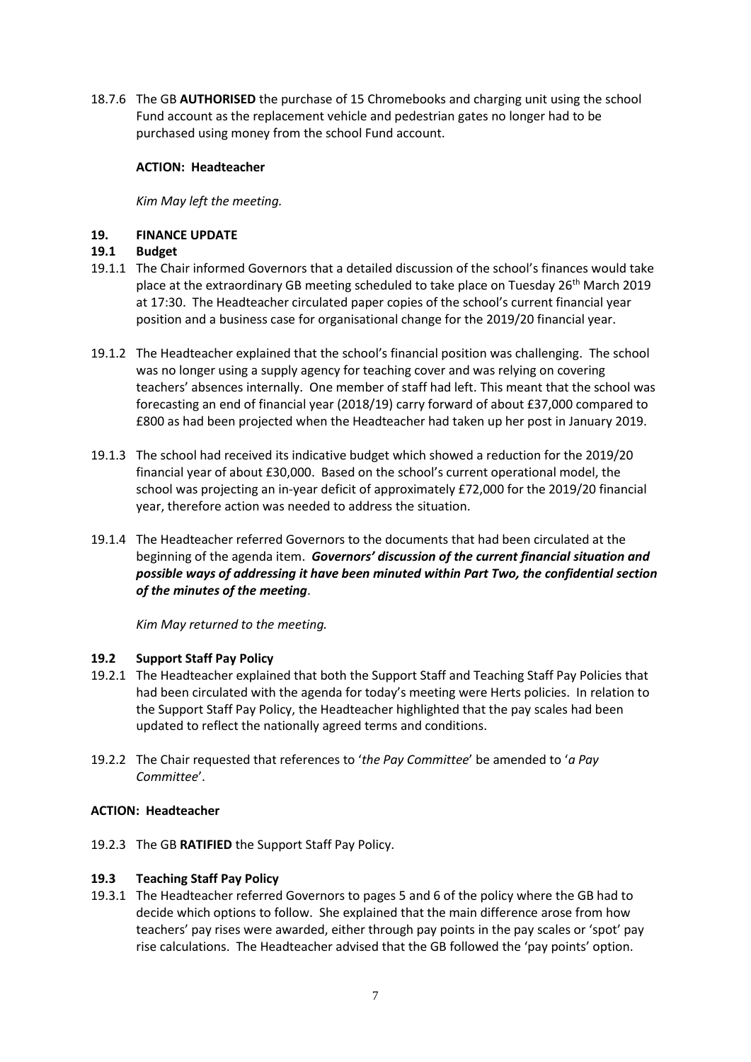18.7.6 The GB **AUTHORISED** the purchase of 15 Chromebooks and charging unit using the school Fund account as the replacement vehicle and pedestrian gates no longer had to be purchased using money from the school Fund account.

**ACTION: Headteacher**

*Kim May left the meeting.*

## 19. FINANCE UPDATE

### 19.1 Budget

19.1.1 The Chair informed Governors that a detailed discussion of the school's finances would take place at the extraordinary GB meeting scheduled to take place on Tuesday 26th March 2019 at 17:30. The Headteacher circulated paper copies of the school's current financial year position and a business case for organisational change for the 2019/20 financial year.

19.1.2 The Headteacher explained that the school's financial position was challenging. The school was no longer using a supply agency for teaching cover and was relying on covering teachers' absences internally. One member of staff had left. This meant that the school was forecasting an end of financial year (2018/19) carry forward of about £37,000 compared to £800 as had been projected when the Headteacher had taken up her post in January 2019.

19.1.3 The school had received its indicative budget which showed a reduction for the 2019/20 financial year of about £30,000. Based on the school's current operational model, the school was projecting an in-year deficit of approximately £72,000 for the 2019/20 financial year, therefore action was needed to address the situation.

19.1.4 The Headteacher referred Governors to the documents that had been circulated at the beginning of the agenda item. ***Governors' discussion of the current financial situation and possible ways of addressing it have been minuted within Part Two, the confidential section of the minutes of the meeting***.

*Kim May returned to the meeting.*

### 19.2 Support Staff Pay Policy

19.2.1 The Headteacher explained that both the Support Staff and Teaching Staff Pay Policies that had been circulated with the agenda for today's meeting were Herts policies. In relation to the Support Staff Pay Policy, the Headteacher highlighted that the pay scales had been updated to reflect the nationally agreed terms and conditions.

19.2.2 The Chair requested that references to '*the Pay Committee*' be amended to '*a Pay Committee*'.

**ACTION: Headteacher**

19.2.3 The GB **RATIFIED** the Support Staff Pay Policy.

### 19.3 Teaching Staff Pay Policy

19.3.1 The Headteacher referred Governors to pages 5 and 6 of the policy where the GB had to decide which options to follow. She explained that the main difference arose from how teachers' pay rises were awarded, either through pay points in the pay scales or 'spot' pay rise calculations. The Headteacher advised that the GB followed the 'pay points' option.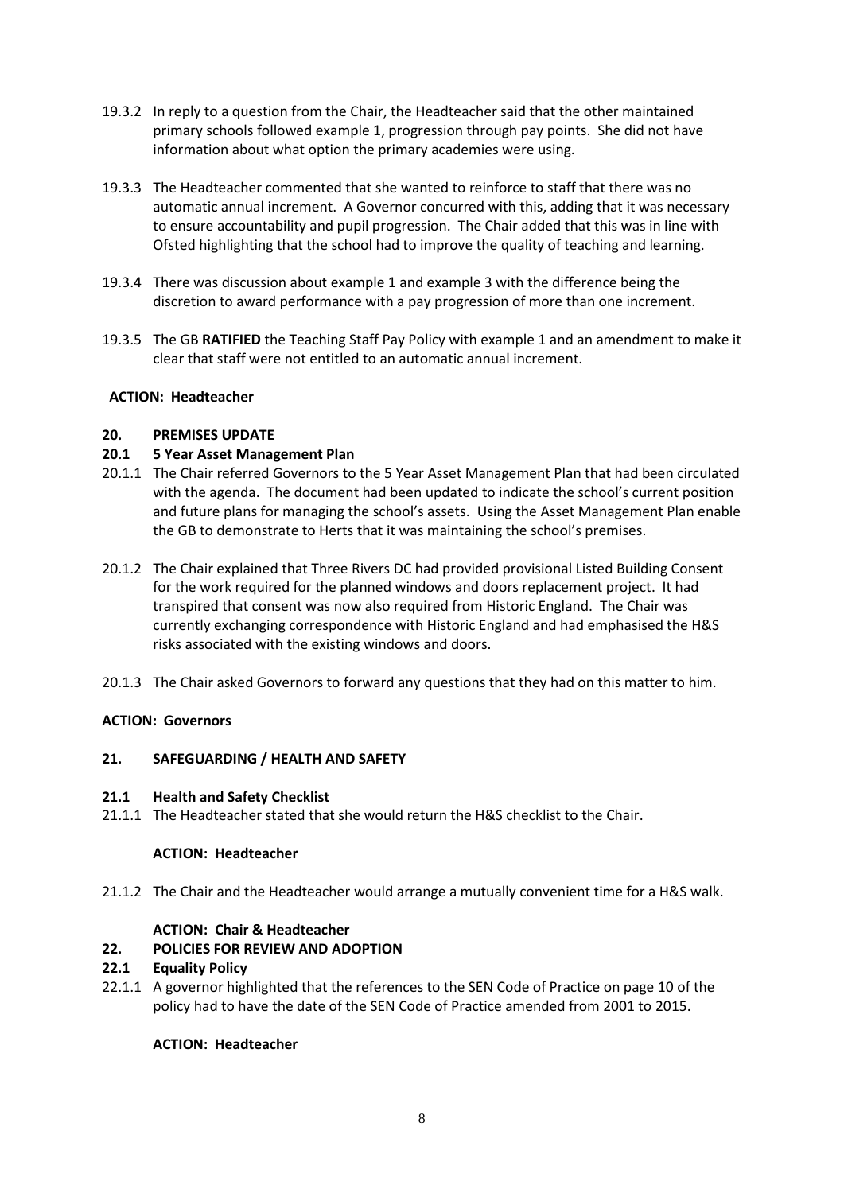19.3.2 In reply to a question from the Chair, the Headteacher said that the other maintained primary schools followed example 1, progression through pay points. She did not have information about what option the primary academies were using.

19.3.3 The Headteacher commented that she wanted to reinforce to staff that there was no automatic annual increment. A Governor concurred with this, adding that it was necessary to ensure accountability and pupil progression. The Chair added that this was in line with Ofsted highlighting that the school had to improve the quality of teaching and learning.

19.3.4 There was discussion about example 1 and example 3 with the difference being the discretion to award performance with a pay progression of more than one increment.

19.3.5 The GB **RATIFIED** the Teaching Staff Pay Policy with example 1 and an amendment to make it clear that staff were not entitled to an automatic annual increment.

**ACTION: Headteacher**

## 20. PREMISES UPDATE

### 20.1 5 Year Asset Management Plan

20.1.1 The Chair referred Governors to the 5 Year Asset Management Plan that had been circulated with the agenda. The document had been updated to indicate the school's current position and future plans for managing the school's assets. Using the Asset Management Plan enable the GB to demonstrate to Herts that it was maintaining the school's premises.

20.1.2 The Chair explained that Three Rivers DC had provided provisional Listed Building Consent for the work required for the planned windows and doors replacement project. It had transpired that consent was now also required from Historic England. The Chair was currently exchanging correspondence with Historic England and had emphasised the H&S risks associated with the existing windows and doors.

20.1.3 The Chair asked Governors to forward any questions that they had on this matter to him.

**ACTION: Governors**

## 21. SAFEGUARDING / HEALTH AND SAFETY

### 21.1 Health and Safety Checklist

21.1.1 The Headteacher stated that she would return the H&S checklist to the Chair.

**ACTION: Headteacher**

21.1.2 The Chair and the Headteacher would arrange a mutually convenient time for a H&S walk.

**ACTION: Chair & Headteacher**

## 22. POLICIES FOR REVIEW AND ADOPTION

### 22.1 Equality Policy

22.1.1 A governor highlighted that the references to the SEN Code of Practice on page 10 of the policy had to have the date of the SEN Code of Practice amended from 2001 to 2015.

**ACTION: Headteacher**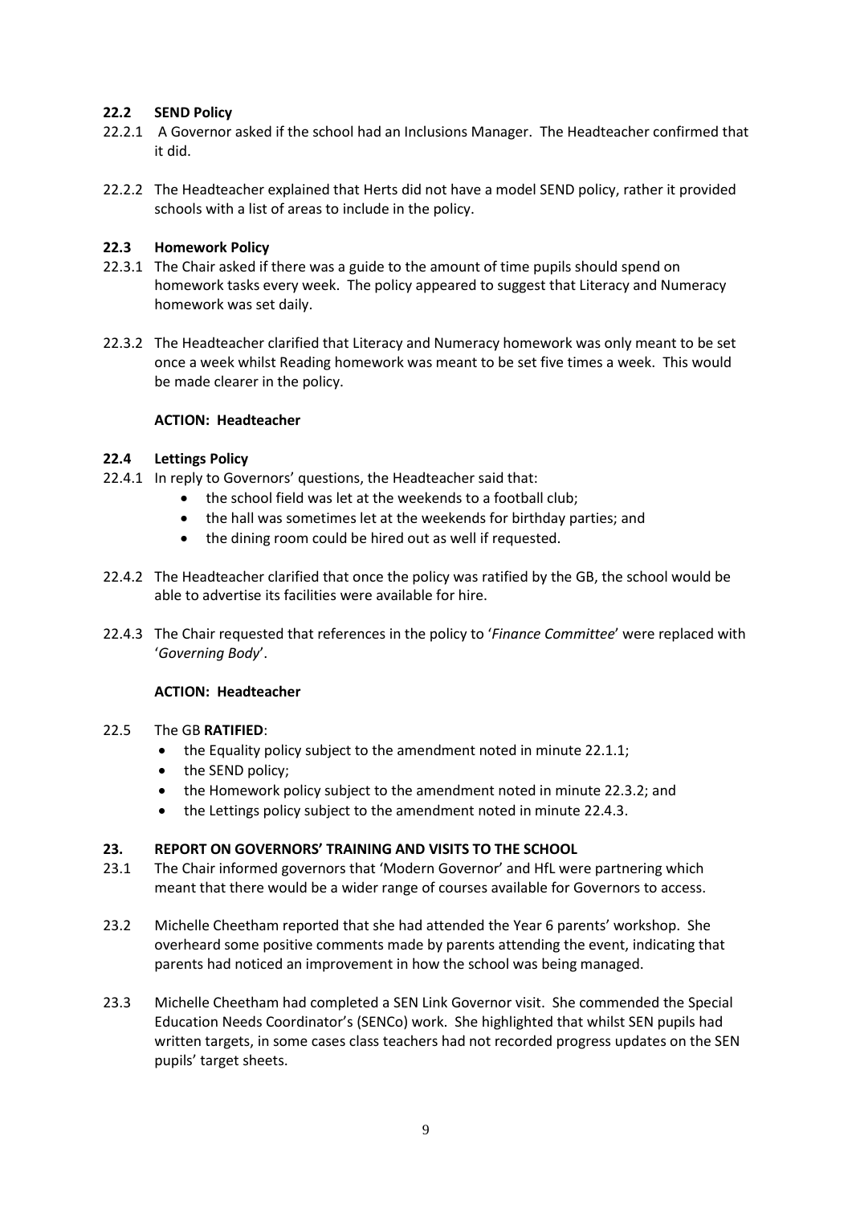### 22.2 SEND Policy

22.2.1 A Governor asked if the school had an Inclusions Manager. The Headteacher confirmed that it did.

22.2.2 The Headteacher explained that Herts did not have a model SEND policy, rather it provided schools with a list of areas to include in the policy.

### 22.3 Homework Policy

22.3.1 The Chair asked if there was a guide to the amount of time pupils should spend on homework tasks every week. The policy appeared to suggest that Literacy and Numeracy homework was set daily.

22.3.2 The Headteacher clarified that Literacy and Numeracy homework was only meant to be set once a week whilst Reading homework was meant to be set five times a week. This would be made clearer in the policy.

**ACTION: Headteacher**

### 22.4 Lettings Policy

22.4.1 In reply to Governors' questions, the Headteacher said that:

- the school field was let at the weekends to a football club;
- the hall was sometimes let at the weekends for birthday parties; and
- the dining room could be hired out as well if requested.

22.4.2 The Headteacher clarified that once the policy was ratified by the GB, the school would be able to advertise its facilities were available for hire.

22.4.3 The Chair requested that references in the policy to '*Finance Committee*' were replaced with '*Governing Body*'.

**ACTION: Headteacher**

22.5 The GB **RATIFIED**:

- the Equality policy subject to the amendment noted in minute 22.1.1;
- the SEND policy;
- the Homework policy subject to the amendment noted in minute 22.3.2; and
- the Lettings policy subject to the amendment noted in minute 22.4.3.

### 23. REPORT ON GOVERNORS' TRAINING AND VISITS TO THE SCHOOL

23.1 The Chair informed governors that 'Modern Governor' and HfL were partnering which meant that there would be a wider range of courses available for Governors to access.

23.2 Michelle Cheetham reported that she had attended the Year 6 parents' workshop. She overheard some positive comments made by parents attending the event, indicating that parents had noticed an improvement in how the school was being managed.

23.3 Michelle Cheetham had completed a SEN Link Governor visit. She commended the Special Education Needs Coordinator's (SENCo) work. She highlighted that whilst SEN pupils had written targets, in some cases class teachers had not recorded progress updates on the SEN pupils' target sheets.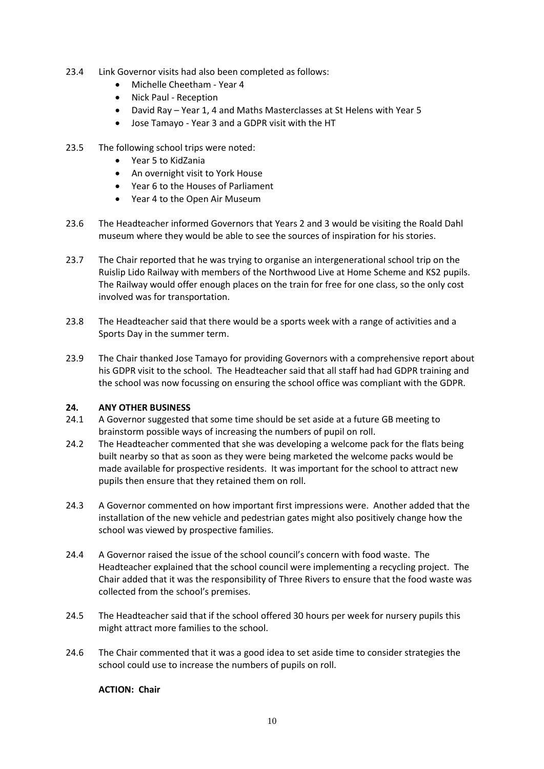23.4 Link Governor visits had also been completed as follows:

- Michelle Cheetham - Year 4
- Nick Paul - Reception
- David Ray – Year 1, 4 and Maths Masterclasses at St Helens with Year 5
- Jose Tamayo - Year 3 and a GDPR visit with the HT

23.5 The following school trips were noted:

- Year 5 to KidZania
- An overnight visit to York House
- Year 6 to the Houses of Parliament
- Year 4 to the Open Air Museum

23.6 The Headteacher informed Governors that Years 2 and 3 would be visiting the Roald Dahl museum where they would be able to see the sources of inspiration for his stories.

23.7 The Chair reported that he was trying to organise an intergenerational school trip on the Ruislip Lido Railway with members of the Northwood Live at Home Scheme and KS2 pupils. The Railway would offer enough places on the train for free for one class, so the only cost involved was for transportation.

23.8 The Headteacher said that there would be a sports week with a range of activities and a Sports Day in the summer term.

23.9 The Chair thanked Jose Tamayo for providing Governors with a comprehensive report about his GDPR visit to the school. The Headteacher said that all staff had had GDPR training and the school was now focussing on ensuring the school office was compliant with the GDPR.

**24. ANY OTHER BUSINESS**

24.1 A Governor suggested that some time should be set aside at a future GB meeting to brainstorm possible ways of increasing the numbers of pupil on roll.

24.2 The Headteacher commented that she was developing a welcome pack for the flats being built nearby so that as soon as they were being marketed the welcome packs would be made available for prospective residents. It was important for the school to attract new pupils then ensure that they retained them on roll.

24.3 A Governor commented on how important first impressions were. Another added that the installation of the new vehicle and pedestrian gates might also positively change how the school was viewed by prospective families.

24.4 A Governor raised the issue of the school council's concern with food waste. The Headteacher explained that the school council were implementing a recycling project. The Chair added that it was the responsibility of Three Rivers to ensure that the food waste was collected from the school's premises.

24.5 The Headteacher said that if the school offered 30 hours per week for nursery pupils this might attract more families to the school.

24.6 The Chair commented that it was a good idea to set aside time to consider strategies the school could use to increase the numbers of pupils on roll.

**ACTION: Chair**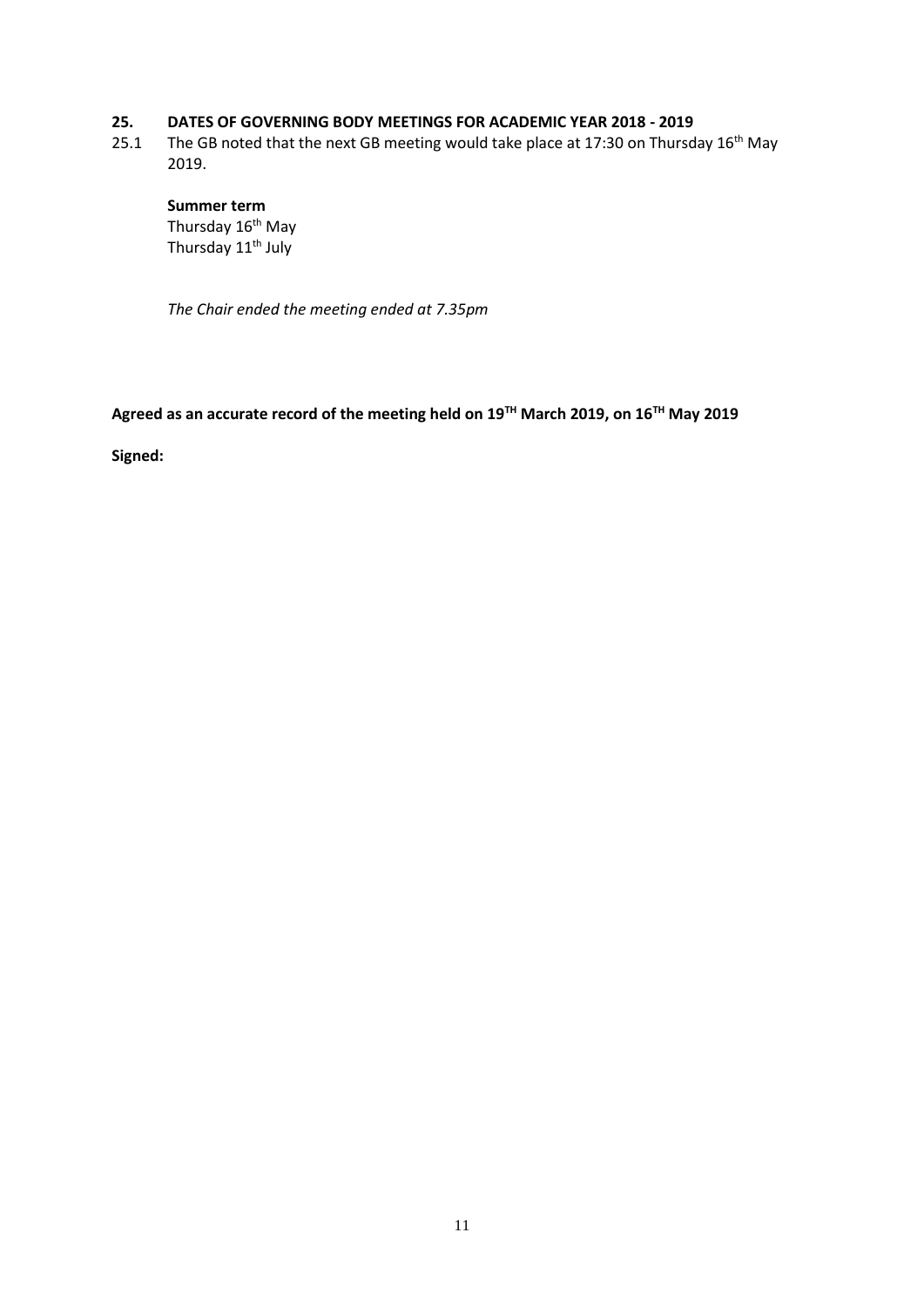## 25. DATES OF GOVERNING BODY MEETINGS FOR ACADEMIC YEAR 2018 - 2019

25.1 The GB noted that the next GB meeting would take place at 17:30 on Thursday 16th May 2019.

**Summer term**
Thursday 16th May
Thursday 11th July

*The Chair ended the meeting ended at 7.35pm*

**Agreed as an accurate record of the meeting held on 19TH March 2019, on 16TH May 2019**

**Signed:**